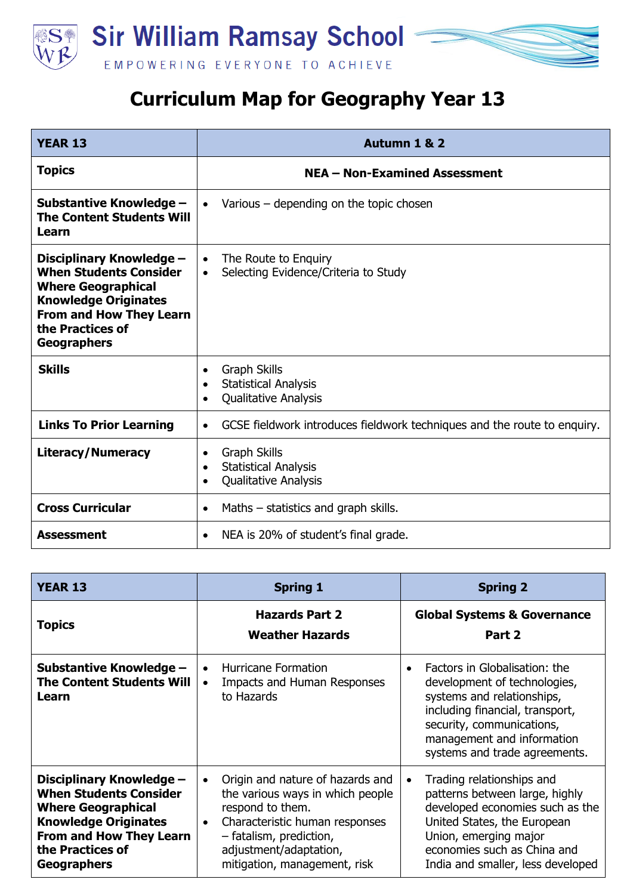# Sir William Ramsay School

EMPOWERING EVERYONE TO ACHIEVE

## Curriculum Map for Geography Year 13

| YEAR 13 | Autumn 1 & 2 |
|---|---|
| **Topics** | **NEA – Non-Examined Assessment** |
| **Substantive Knowledge – The Content Students Will Learn** | • Various – depending on the topic chosen |
| **Disciplinary Knowledge – When Students Consider Where Geographical Knowledge Originates From and How They Learn the Practices of Geographers** | • The Route to Enquiry<br>• Selecting Evidence/Criteria to Study |
| **Skills** | • Graph Skills<br>• Statistical Analysis<br>• Qualitative Analysis |
| **Links To Prior Learning** | • GCSE fieldwork introduces fieldwork techniques and the route to enquiry. |
| **Literacy/Numeracy** | • Graph Skills<br>• Statistical Analysis<br>• Qualitative Analysis |
| **Cross Curricular** | • Maths – statistics and graph skills. |
| **Assessment** | • NEA is 20% of student's final grade. |

| YEAR 13 | Spring 1 | Spring 2 |
|---|---|---|
| **Topics** | **Hazards Part 2**<br>**Weather Hazards** | **Global Systems & Governance Part 2** |
| **Substantive Knowledge – The Content Students Will Learn** | • Hurricane Formation<br>• Impacts and Human Responses to Hazards | • Factors in Globalisation: the development of technologies, systems and relationships, including financial, transport, security, communications, management and information systems and trade agreements. |
| **Disciplinary Knowledge – When Students Consider Where Geographical Knowledge Originates From and How They Learn the Practices of Geographers** | • Origin and nature of hazards and the various ways in which people respond to them.<br>• Characteristic human responses – fatalism, prediction, adjustment/adaptation, mitigation, management, risk | • Trading relationships and patterns between large, highly developed economies such as the United States, the European Union, emerging major economies such as China and India and smaller, less developed |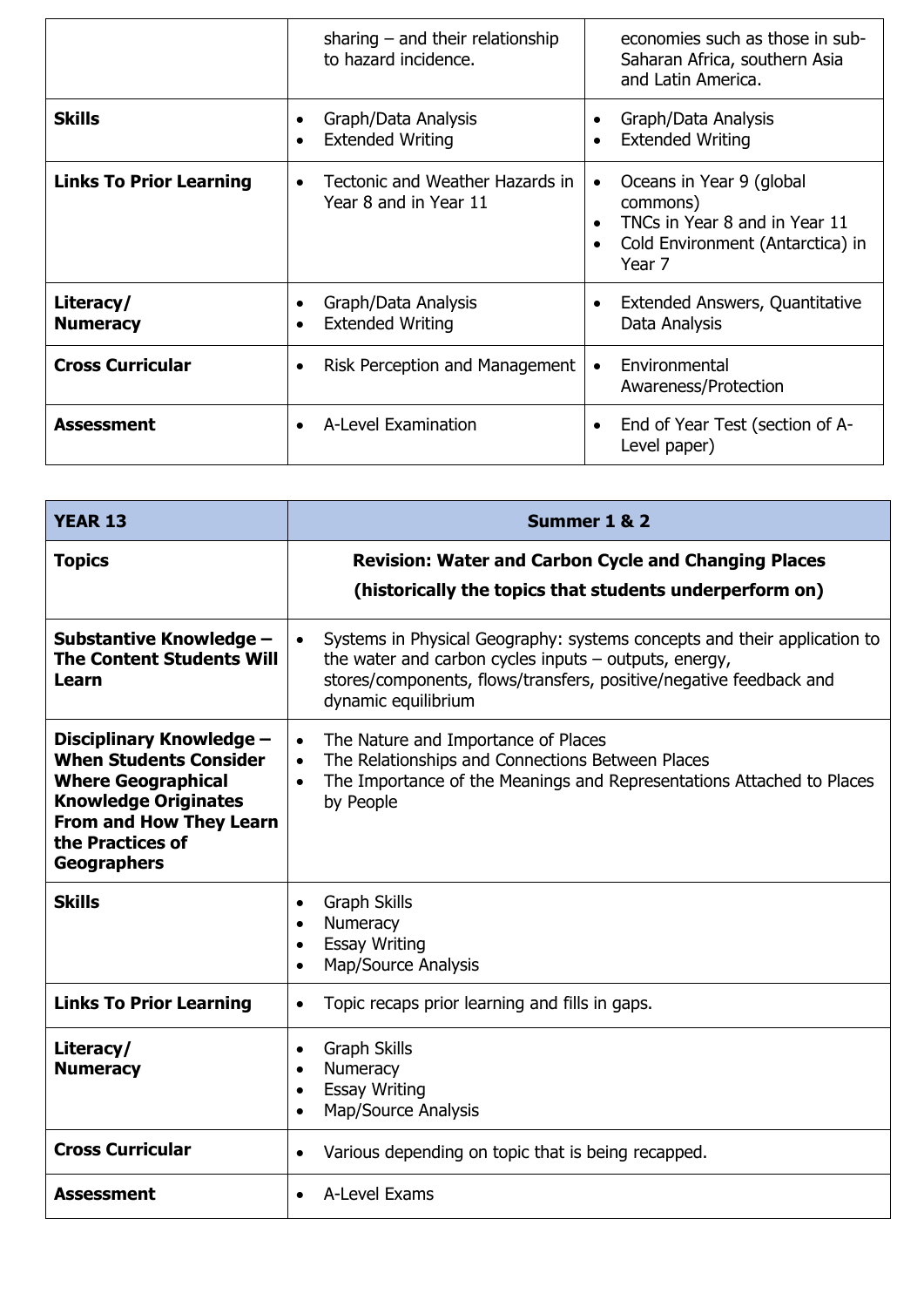| | | |
|---|---|---|
| | sharing – and their relationship to hazard incidence. | economies such as those in sub-Saharan Africa, southern Asia and Latin America. |
| **Skills** | • Graph/Data Analysis<br>• Extended Writing | • Graph/Data Analysis<br>• Extended Writing |
| **Links To Prior Learning** | • Tectonic and Weather Hazards in Year 8 and in Year 11 | • Oceans in Year 9 (global commons)<br>• TNCs in Year 8 and in Year 11<br>• Cold Environment (Antarctica) in Year 7 |
| **Literacy/ Numeracy** | • Graph/Data Analysis<br>• Extended Writing | • Extended Answers, Quantitative Data Analysis |
| **Cross Curricular** | • Risk Perception and Management | • Environmental Awareness/Protection |
| **Assessment** | • A-Level Examination | • End of Year Test (section of A-Level paper) |

| **YEAR 13** | **Summer 1 & 2** |
|---|---|
| **Topics** | **Revision: Water and Carbon Cycle and Changing Places**<br>**(historically the topics that students underperform on)** |
| **Substantive Knowledge – The Content Students Will Learn** | • Systems in Physical Geography: systems concepts and their application to the water and carbon cycles inputs – outputs, energy, stores/components, flows/transfers, positive/negative feedback and dynamic equilibrium |
| **Disciplinary Knowledge – When Students Consider Where Geographical Knowledge Originates From and How They Learn the Practices of Geographers** | • The Nature and Importance of Places<br>• The Relationships and Connections Between Places<br>• The Importance of the Meanings and Representations Attached to Places by People |
| **Skills** | • Graph Skills<br>• Numeracy<br>• Essay Writing<br>• Map/Source Analysis |
| **Links To Prior Learning** | • Topic recaps prior learning and fills in gaps. |
| **Literacy/ Numeracy** | • Graph Skills<br>• Numeracy<br>• Essay Writing<br>• Map/Source Analysis |
| **Cross Curricular** | • Various depending on topic that is being recapped. |
| **Assessment** | • A-Level Exams |